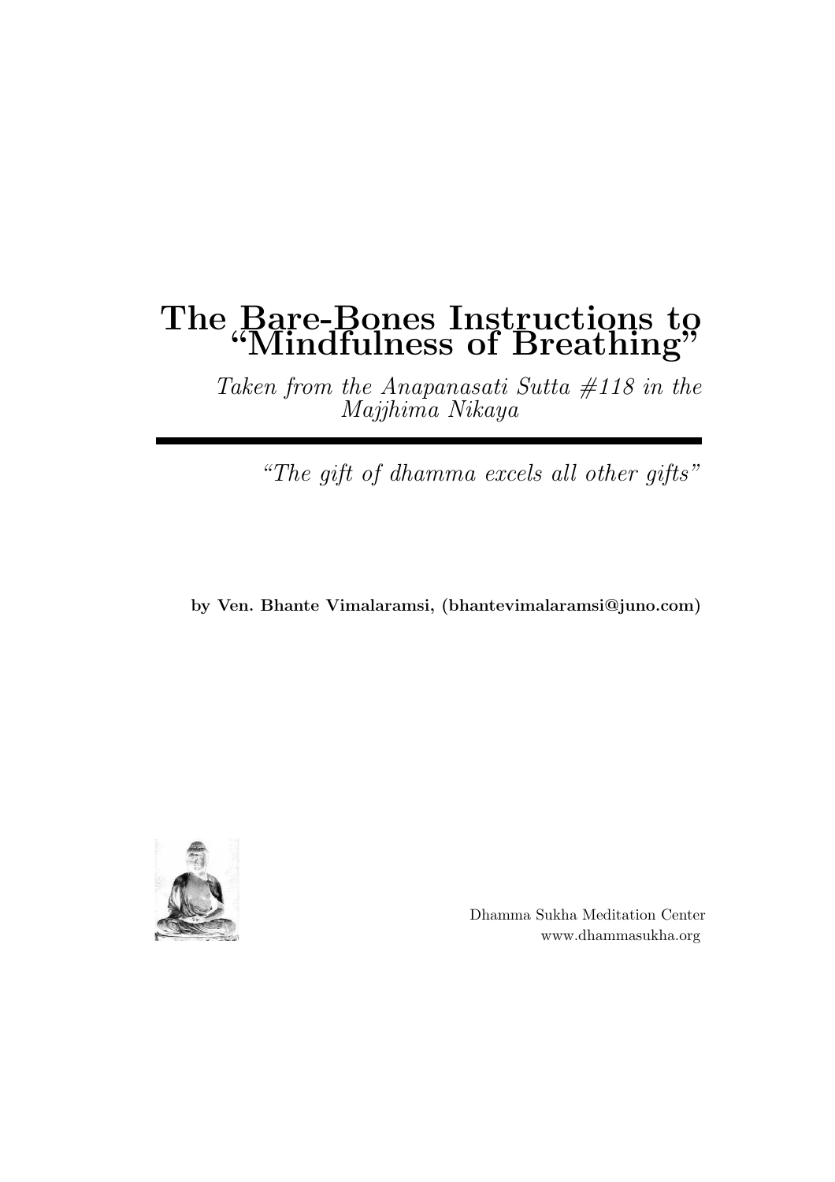# The Bare-Bones Instructions to "Mindfulness of Breathing"

*Taken from the Anapanasati Sutta #118 in the Majjhima Nikaya*

---

*"The gift of dhamma excels all other gifts"*

**by Ven. Bhante Vimalaramsi, (bhantevimalaramsi@juno.com)**

Dhamma Sukha Meditation Center
www.dhammasukha.org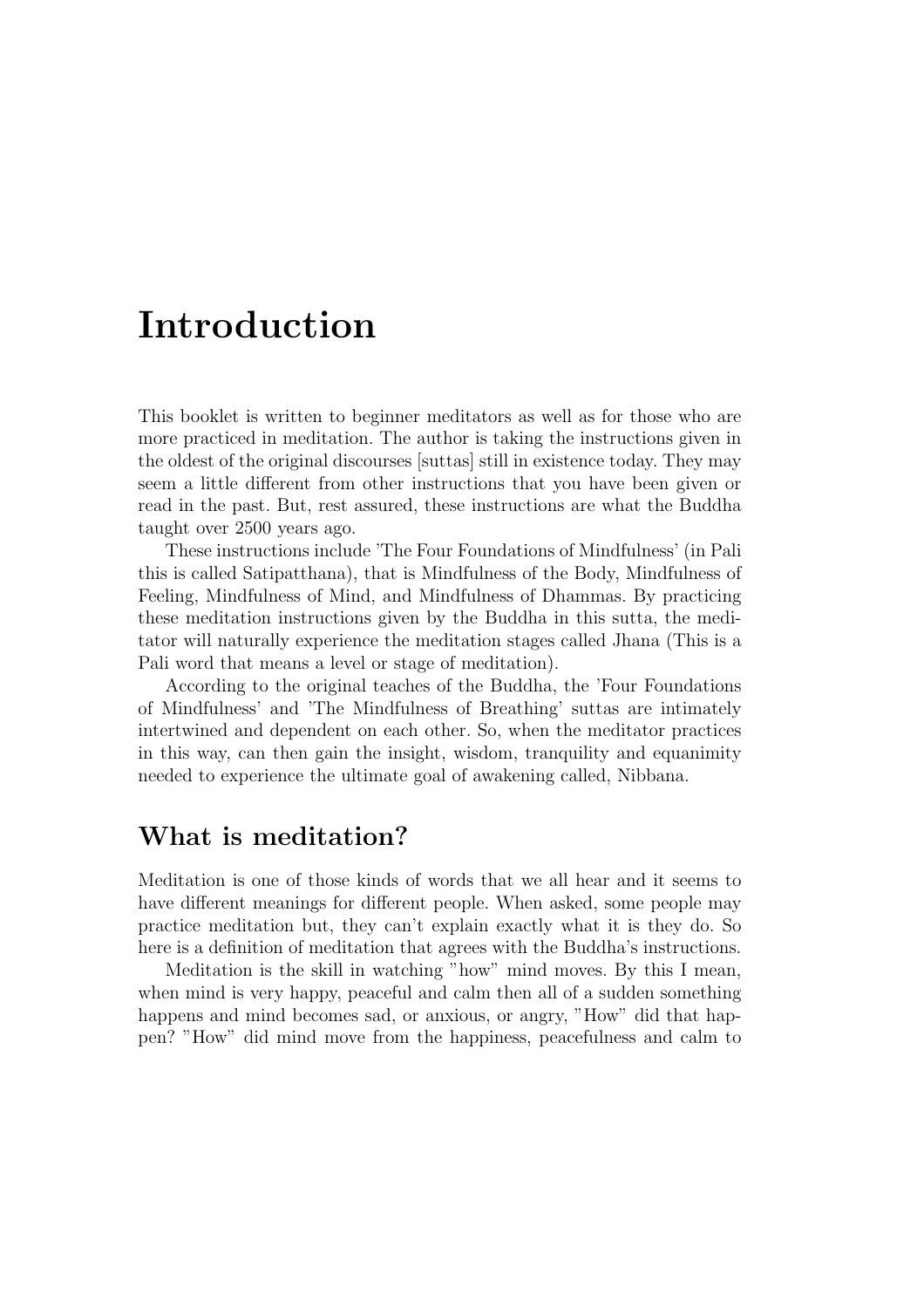# Introduction

This booklet is written to beginner meditators as well as for those who are more practiced in meditation. The author is taking the instructions given in the oldest of the original discourses [suttas] still in existence today. They may seem a little different from other instructions that you have been given or read in the past. But, rest assured, these instructions are what the Buddha taught over 2500 years ago.

These instructions include 'The Four Foundations of Mindfulness' (in Pali this is called Satipatthana), that is Mindfulness of the Body, Mindfulness of Feeling, Mindfulness of Mind, and Mindfulness of Dhammas. By practicing these meditation instructions given by the Buddha in this sutta, the meditator will naturally experience the meditation stages called Jhana (This is a Pali word that means a level or stage of meditation).

According to the original teaches of the Buddha, the 'Four Foundations of Mindfulness' and 'The Mindfulness of Breathing' suttas are intimately intertwined and dependent on each other. So, when the meditator practices in this way, can then gain the insight, wisdom, tranquility and equanimity needed to experience the ultimate goal of awakening called, Nibbana.

## What is meditation?

Meditation is one of those kinds of words that we all hear and it seems to have different meanings for different people. When asked, some people may practice meditation but, they can't explain exactly what it is they do. So here is a definition of meditation that agrees with the Buddha's instructions.

Meditation is the skill in watching "how" mind moves. By this I mean, when mind is very happy, peaceful and calm then all of a sudden something happens and mind becomes sad, or anxious, or angry, "How" did that happen? "How" did mind move from the happiness, peacefulness and calm to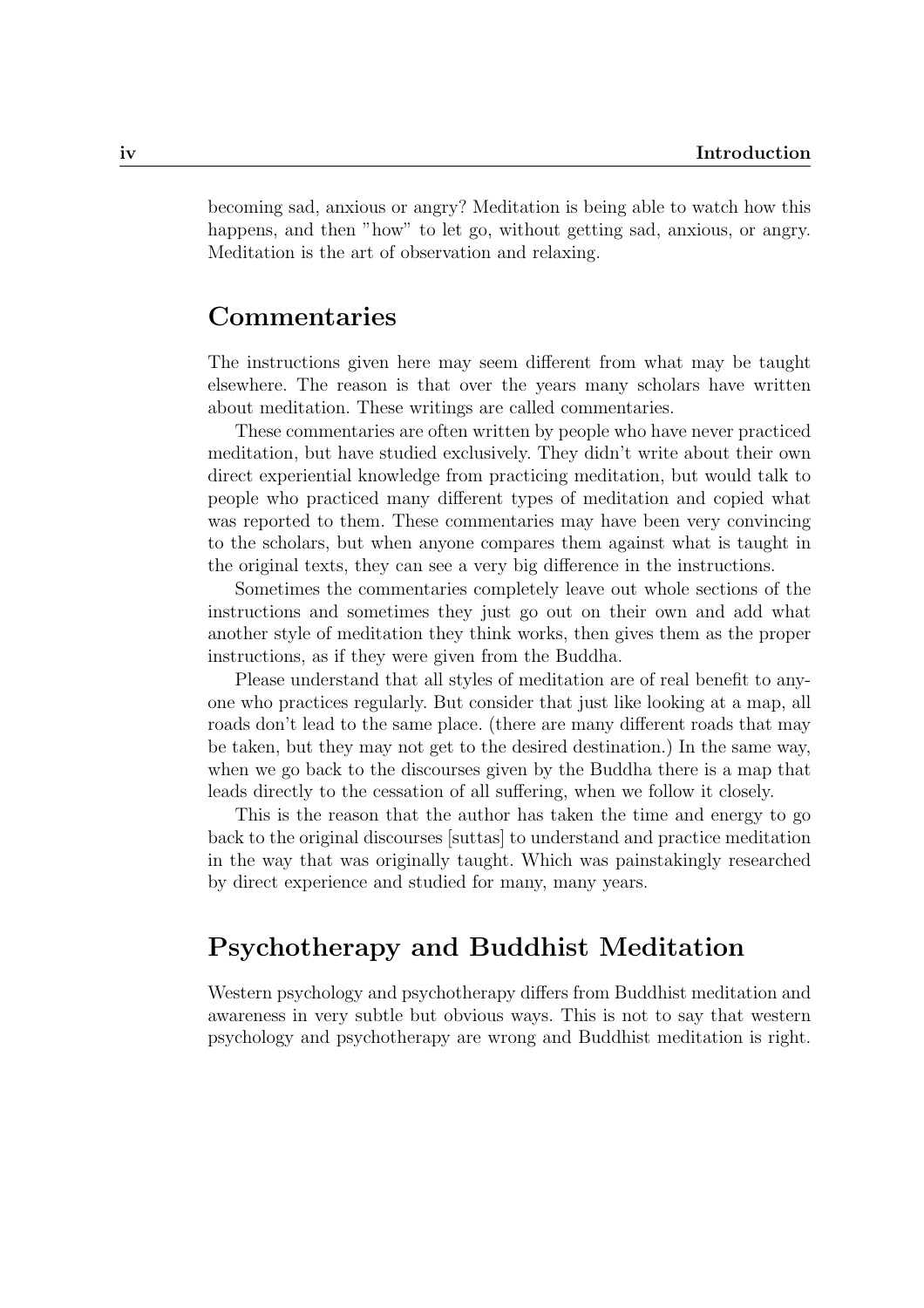becoming sad, anxious or angry? Meditation is being able to watch how this happens, and then "how" to let go, without getting sad, anxious, or angry. Meditation is the art of observation and relaxing.

## Commentaries

The instructions given here may seem different from what may be taught elsewhere. The reason is that over the years many scholars have written about meditation. These writings are called commentaries.

These commentaries are often written by people who have never practiced meditation, but have studied exclusively. They didn't write about their own direct experiential knowledge from practicing meditation, but would talk to people who practiced many different types of meditation and copied what was reported to them. These commentaries may have been very convincing to the scholars, but when anyone compares them against what is taught in the original texts, they can see a very big difference in the instructions.

Sometimes the commentaries completely leave out whole sections of the instructions and sometimes they just go out on their own and add what another style of meditation they think works, then gives them as the proper instructions, as if they were given from the Buddha.

Please understand that all styles of meditation are of real benefit to anyone who practices regularly. But consider that just like looking at a map, all roads don't lead to the same place. (there are many different roads that may be taken, but they may not get to the desired destination.) In the same way, when we go back to the discourses given by the Buddha there is a map that leads directly to the cessation of all suffering, when we follow it closely.

This is the reason that the author has taken the time and energy to go back to the original discourses [suttas] to understand and practice meditation in the way that was originally taught. Which was painstakingly researched by direct experience and studied for many, many years.

## Psychotherapy and Buddhist Meditation

Western psychology and psychotherapy differs from Buddhist meditation and awareness in very subtle but obvious ways. This is not to say that western psychology and psychotherapy are wrong and Buddhist meditation is right.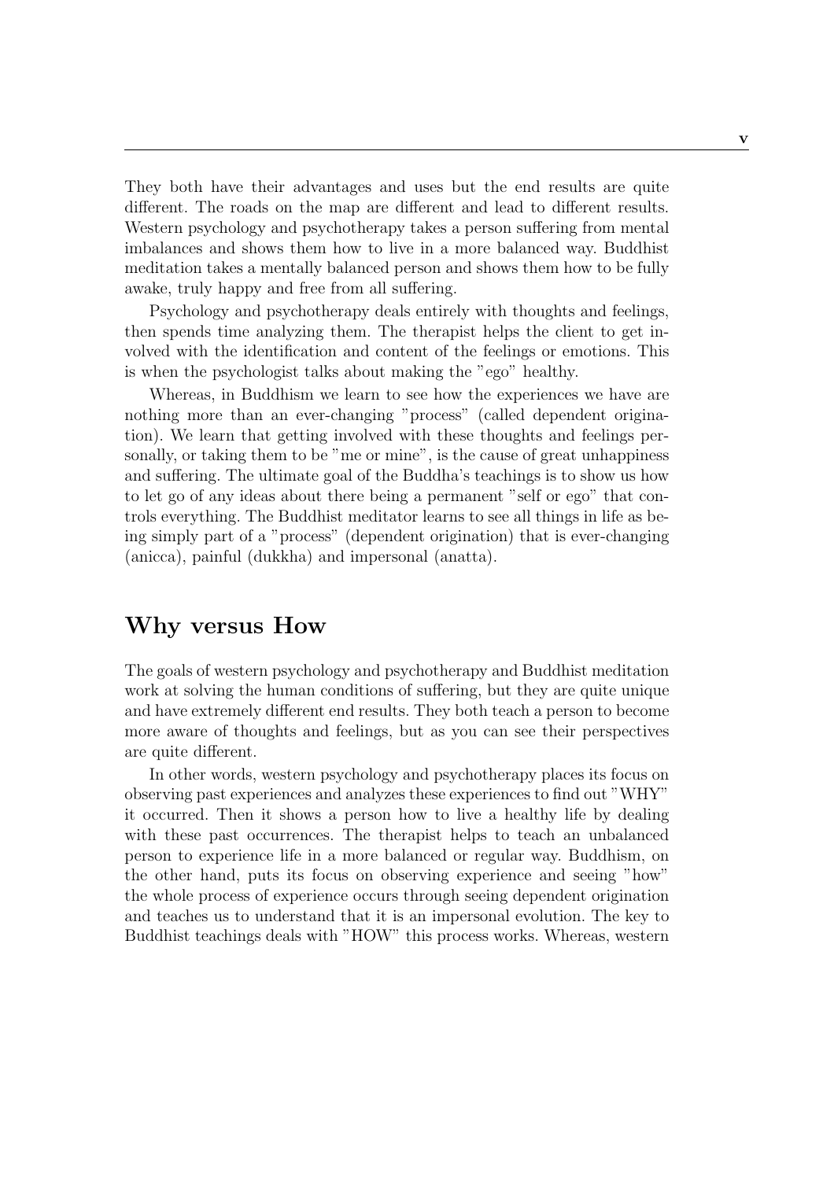They both have their advantages and uses but the end results are quite different. The roads on the map are different and lead to different results. Western psychology and psychotherapy takes a person suffering from mental imbalances and shows them how to live in a more balanced way. Buddhist meditation takes a mentally balanced person and shows them how to be fully awake, truly happy and free from all suffering.

Psychology and psychotherapy deals entirely with thoughts and feelings, then spends time analyzing them. The therapist helps the client to get involved with the identification and content of the feelings or emotions. This is when the psychologist talks about making the "ego" healthy.

Whereas, in Buddhism we learn to see how the experiences we have are nothing more than an ever-changing "process" (called dependent origination). We learn that getting involved with these thoughts and feelings personally, or taking them to be "me or mine", is the cause of great unhappiness and suffering. The ultimate goal of the Buddha's teachings is to show us how to let go of any ideas about there being a permanent "self or ego" that controls everything. The Buddhist meditator learns to see all things in life as being simply part of a "process" (dependent origination) that is ever-changing (anicca), painful (dukkha) and impersonal (anatta).

## Why versus How

The goals of western psychology and psychotherapy and Buddhist meditation work at solving the human conditions of suffering, but they are quite unique and have extremely different end results. They both teach a person to become more aware of thoughts and feelings, but as you can see their perspectives are quite different.

In other words, western psychology and psychotherapy places its focus on observing past experiences and analyzes these experiences to find out "WHY" it occurred. Then it shows a person how to live a healthy life by dealing with these past occurrences. The therapist helps to teach an unbalanced person to experience life in a more balanced or regular way. Buddhism, on the other hand, puts its focus on observing experience and seeing "how" the whole process of experience occurs through seeing dependent origination and teaches us to understand that it is an impersonal evolution. The key to Buddhist teachings deals with "HOW" this process works. Whereas, western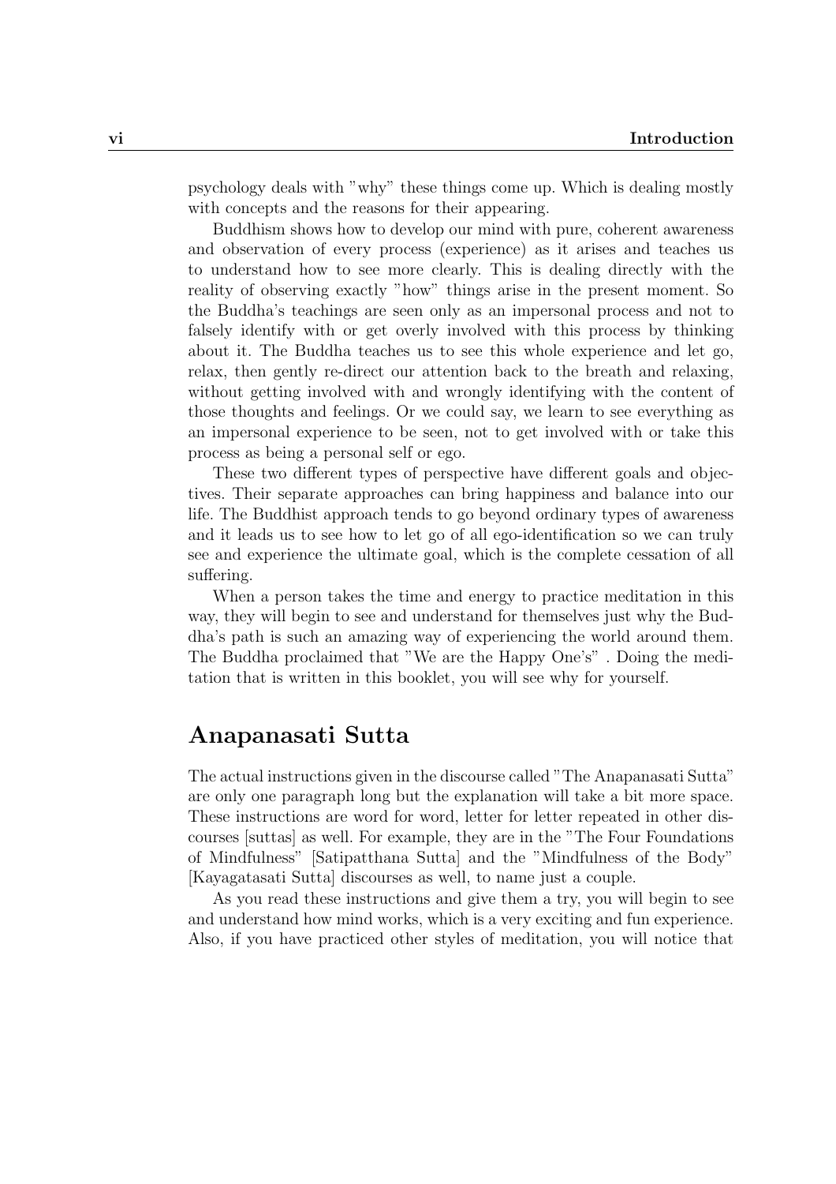psychology deals with "why" these things come up. Which is dealing mostly with concepts and the reasons for their appearing.

Buddhism shows how to develop our mind with pure, coherent awareness and observation of every process (experience) as it arises and teaches us to understand how to see more clearly. This is dealing directly with the reality of observing exactly "how" things arise in the present moment. So the Buddha's teachings are seen only as an impersonal process and not to falsely identify with or get overly involved with this process by thinking about it. The Buddha teaches us to see this whole experience and let go, relax, then gently re-direct our attention back to the breath and relaxing, without getting involved with and wrongly identifying with the content of those thoughts and feelings. Or we could say, we learn to see everything as an impersonal experience to be seen, not to get involved with or take this process as being a personal self or ego.

These two different types of perspective have different goals and objectives. Their separate approaches can bring happiness and balance into our life. The Buddhist approach tends to go beyond ordinary types of awareness and it leads us to see how to let go of all ego-identification so we can truly see and experience the ultimate goal, which is the complete cessation of all suffering.

When a person takes the time and energy to practice meditation in this way, they will begin to see and understand for themselves just why the Buddha's path is such an amazing way of experiencing the world around them. The Buddha proclaimed that "We are the Happy One's" . Doing the meditation that is written in this booklet, you will see why for yourself.

## Anapanasati Sutta

The actual instructions given in the discourse called "The Anapanasati Sutta" are only one paragraph long but the explanation will take a bit more space. These instructions are word for word, letter for letter repeated in other discourses [suttas] as well. For example, they are in the "The Four Foundations of Mindfulness" [Satipatthana Sutta] and the "Mindfulness of the Body" [Kayagatasati Sutta] discourses as well, to name just a couple.

As you read these instructions and give them a try, you will begin to see and understand how mind works, which is a very exciting and fun experience. Also, if you have practiced other styles of meditation, you will notice that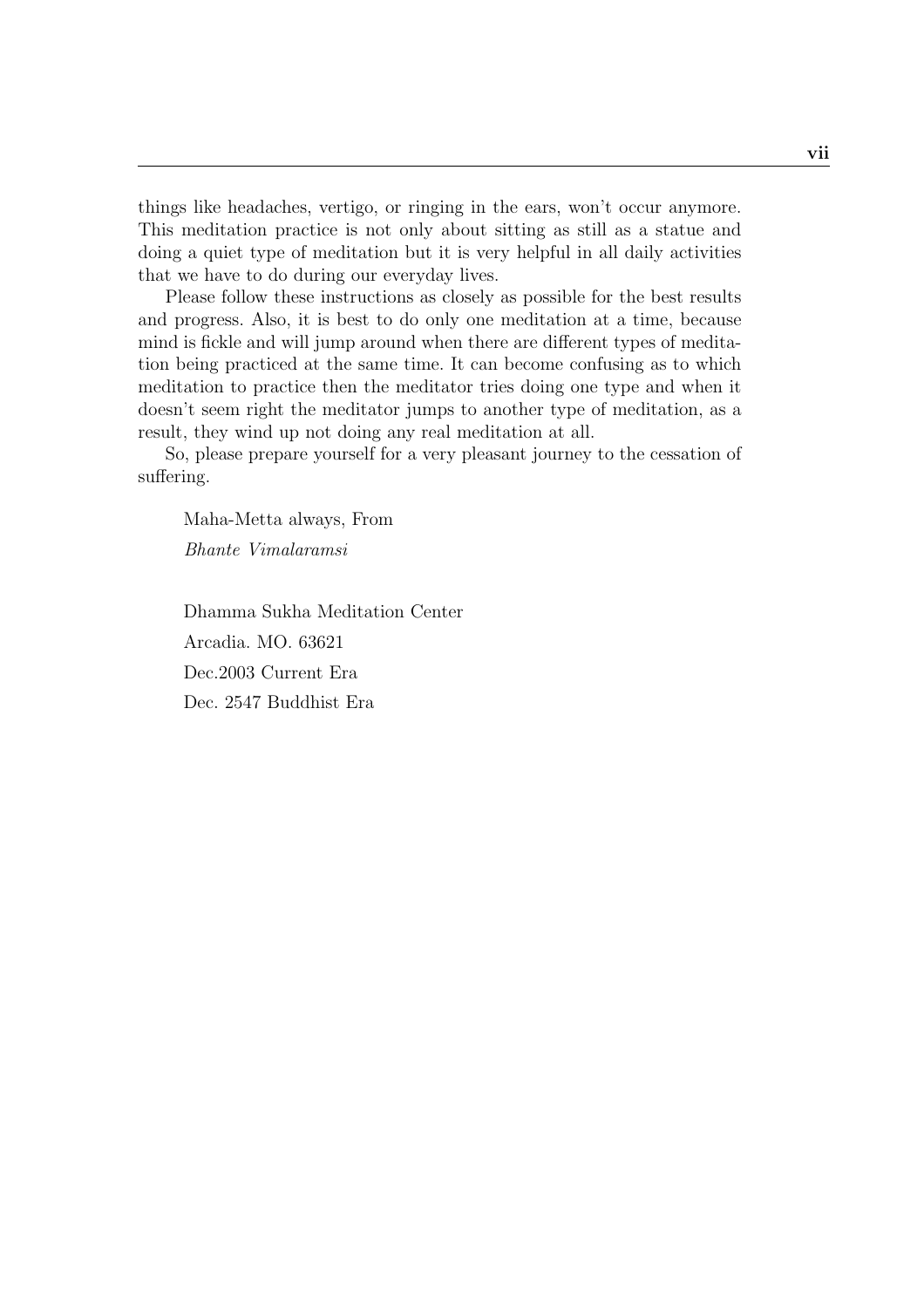things like headaches, vertigo, or ringing in the ears, won't occur anymore. This meditation practice is not only about sitting as still as a statue and doing a quiet type of meditation but it is very helpful in all daily activities that we have to do during our everyday lives.

Please follow these instructions as closely as possible for the best results and progress. Also, it is best to do only one meditation at a time, because mind is fickle and will jump around when there are different types of meditation being practiced at the same time. It can become confusing as to which meditation to practice then the meditator tries doing one type and when it doesn't seem right the meditator jumps to another type of meditation, as a result, they wind up not doing any real meditation at all.

So, please prepare yourself for a very pleasant journey to the cessation of suffering.

Maha-Metta always, From

*Bhante Vimalaramsi*

Dhamma Sukha Meditation Center

Arcadia. MO. 63621

Dec.2003 Current Era

Dec. 2547 Buddhist Era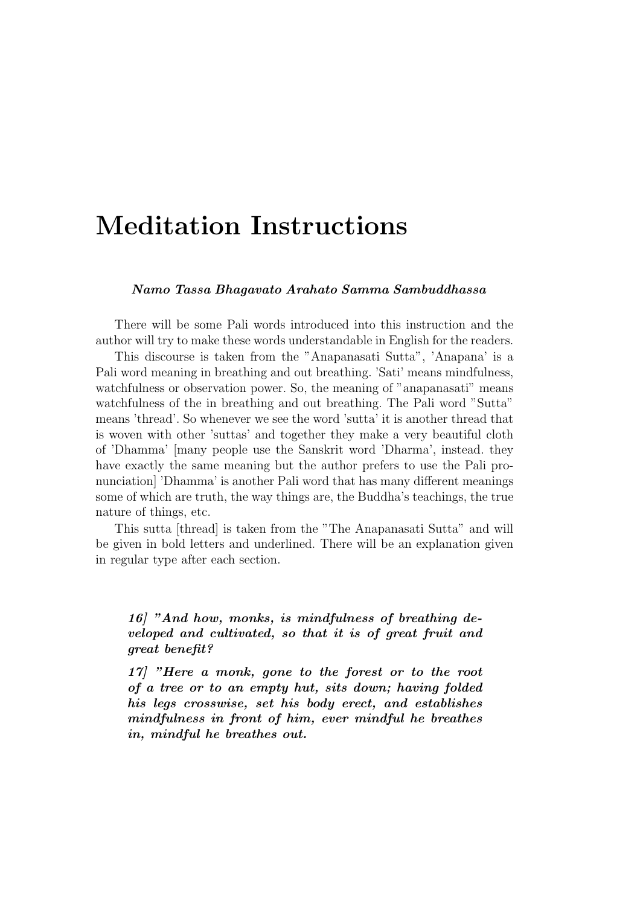# Meditation Instructions

***Namo Tassa Bhagavato Arahato Samma Sambuddhassa***

There will be some Pali words introduced into this instruction and the author will try to make these words understandable in English for the readers.

This discourse is taken from the "Anapanasati Sutta", 'Anapana' is a Pali word meaning in breathing and out breathing. 'Sati' means mindfulness, watchfulness or observation power. So, the meaning of "anapanasati" means watchfulness of the in breathing and out breathing. The Pali word "Sutta" means 'thread'. So whenever we see the word 'sutta' it is another thread that is woven with other 'suttas' and together they make a very beautiful cloth of 'Dhamma' [many people use the Sanskrit word 'Dharma', instead. they have exactly the same meaning but the author prefers to use the Pali pronunciation] 'Dhamma' is another Pali word that has many different meanings some of which are truth, the way things are, the Buddha's teachings, the true nature of things, etc.

This sutta [thread] is taken from the "The Anapanasati Sutta" and will be given in bold letters and underlined. There will be an explanation given in regular type after each section.

> ***16] "And how, monks, is mindfulness of breathing developed and cultivated, so that it is of great fruit and great benefit?***
>
> ***17] "Here a monk, gone to the forest or to the root of a tree or to an empty hut, sits down; having folded his legs crosswise, set his body erect, and establishes mindfulness in front of him, ever mindful he breathes in, mindful he breathes out.***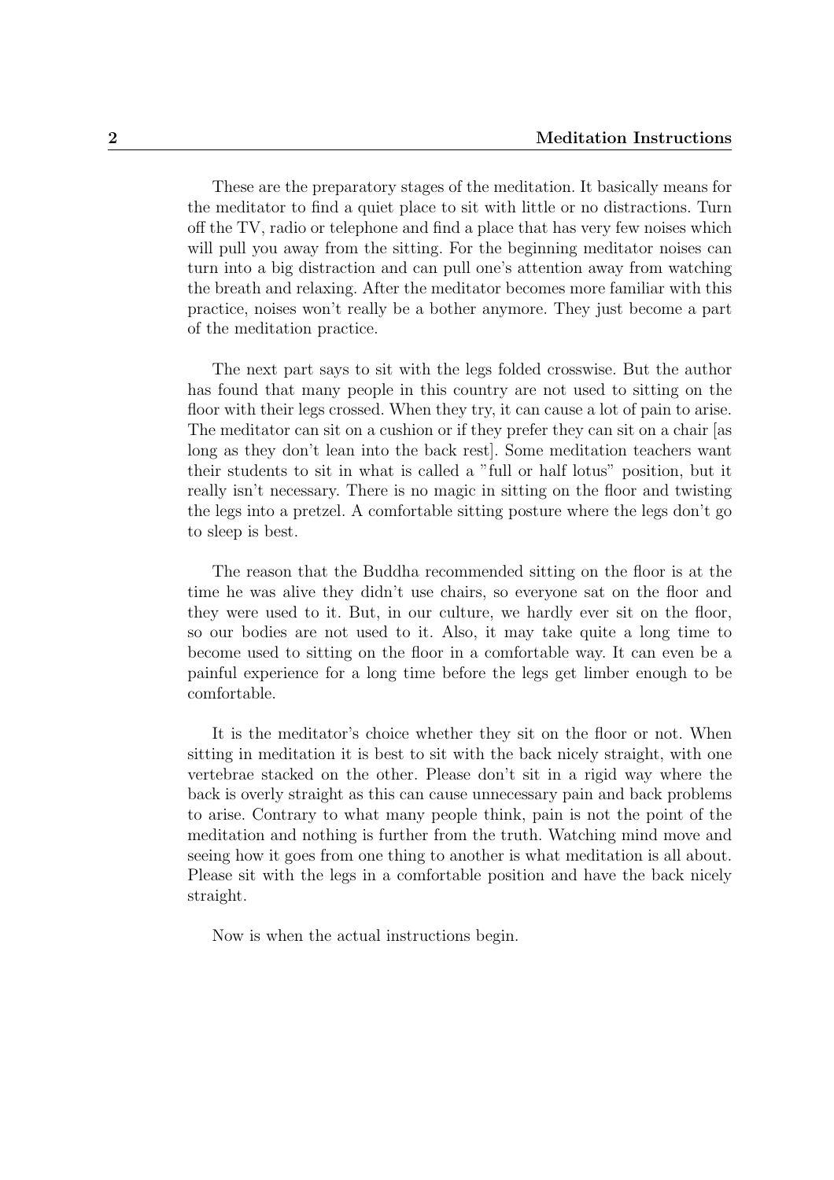These are the preparatory stages of the meditation. It basically means for the meditator to find a quiet place to sit with little or no distractions. Turn off the TV, radio or telephone and find a place that has very few noises which will pull you away from the sitting. For the beginning meditator noises can turn into a big distraction and can pull one's attention away from watching the breath and relaxing. After the meditator becomes more familiar with this practice, noises won't really be a bother anymore. They just become a part of the meditation practice.

The next part says to sit with the legs folded crosswise. But the author has found that many people in this country are not used to sitting on the floor with their legs crossed. When they try, it can cause a lot of pain to arise. The meditator can sit on a cushion or if they prefer they can sit on a chair [as long as they don't lean into the back rest]. Some meditation teachers want their students to sit in what is called a "full or half lotus" position, but it really isn't necessary. There is no magic in sitting on the floor and twisting the legs into a pretzel. A comfortable sitting posture where the legs don't go to sleep is best.

The reason that the Buddha recommended sitting on the floor is at the time he was alive they didn't use chairs, so everyone sat on the floor and they were used to it. But, in our culture, we hardly ever sit on the floor, so our bodies are not used to it. Also, it may take quite a long time to become used to sitting on the floor in a comfortable way. It can even be a painful experience for a long time before the legs get limber enough to be comfortable.

It is the meditator's choice whether they sit on the floor or not. When sitting in meditation it is best to sit with the back nicely straight, with one vertebrae stacked on the other. Please don't sit in a rigid way where the back is overly straight as this can cause unnecessary pain and back problems to arise. Contrary to what many people think, pain is not the point of the meditation and nothing is further from the truth. Watching mind move and seeing how it goes from one thing to another is what meditation is all about. Please sit with the legs in a comfortable position and have the back nicely straight.

Now is when the actual instructions begin.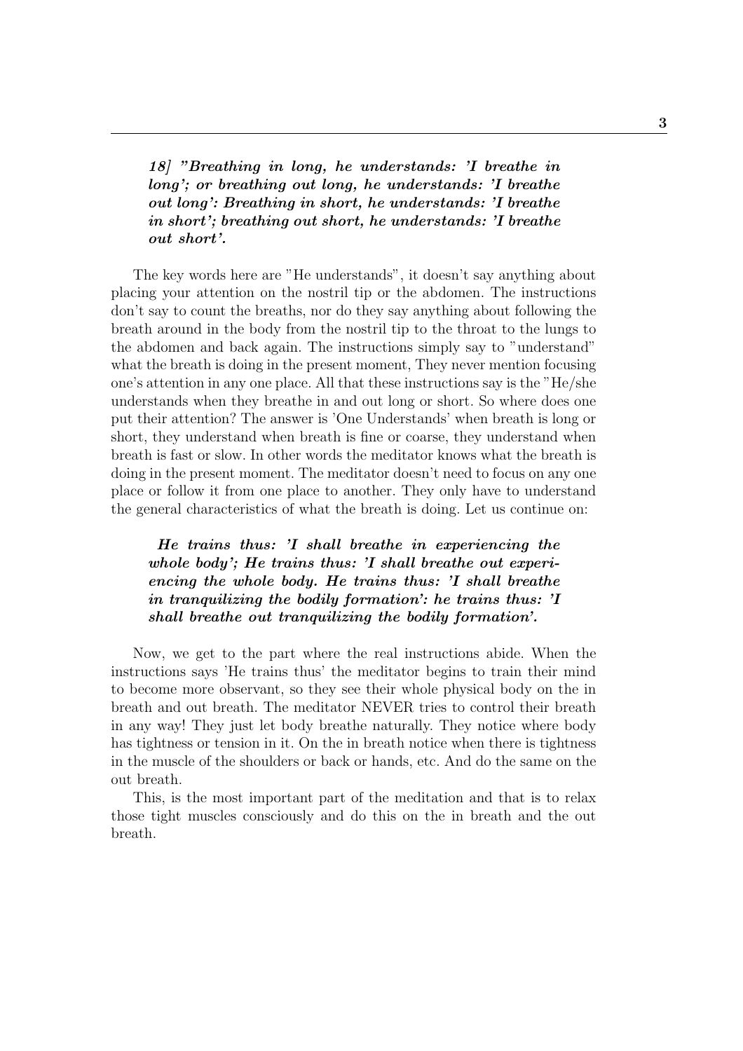*18] "Breathing in long, he understands: 'I breathe in long'; or breathing out long, he understands: 'I breathe out long': Breathing in short, he understands: 'I breathe in short'; breathing out short, he understands: 'I breathe out short'.*

The key words here are "He understands", it doesn't say anything about placing your attention on the nostril tip or the abdomen. The instructions don't say to count the breaths, nor do they say anything about following the breath around in the body from the nostril tip to the throat to the lungs to the abdomen and back again. The instructions simply say to "understand" what the breath is doing in the present moment, They never mention focusing one's attention in any one place. All that these instructions say is the "He/she understands when they breathe in and out long or short. So where does one put their attention? The answer is 'One Understands' when breath is long or short, they understand when breath is fine or coarse, they understand when breath is fast or slow. In other words the meditator knows what the breath is doing in the present moment. The meditator doesn't need to focus on any one place or follow it from one place to another. They only have to understand the general characteristics of what the breath is doing. Let us continue on:

*He trains thus: 'I shall breathe in experiencing the whole body'; He trains thus: 'I shall breathe out experiencing the whole body. He trains thus: 'I shall breathe in tranquilizing the bodily formation': he trains thus: 'I shall breathe out tranquilizing the bodily formation'.*

Now, we get to the part where the real instructions abide. When the instructions says 'He trains thus' the meditator begins to train their mind to become more observant, so they see their whole physical body on the in breath and out breath. The meditator NEVER tries to control their breath in any way! They just let body breathe naturally. They notice where body has tightness or tension in it. On the in breath notice when there is tightness in the muscle of the shoulders or back or hands, etc. And do the same on the out breath.

This, is the most important part of the meditation and that is to relax those tight muscles consciously and do this on the in breath and the out breath.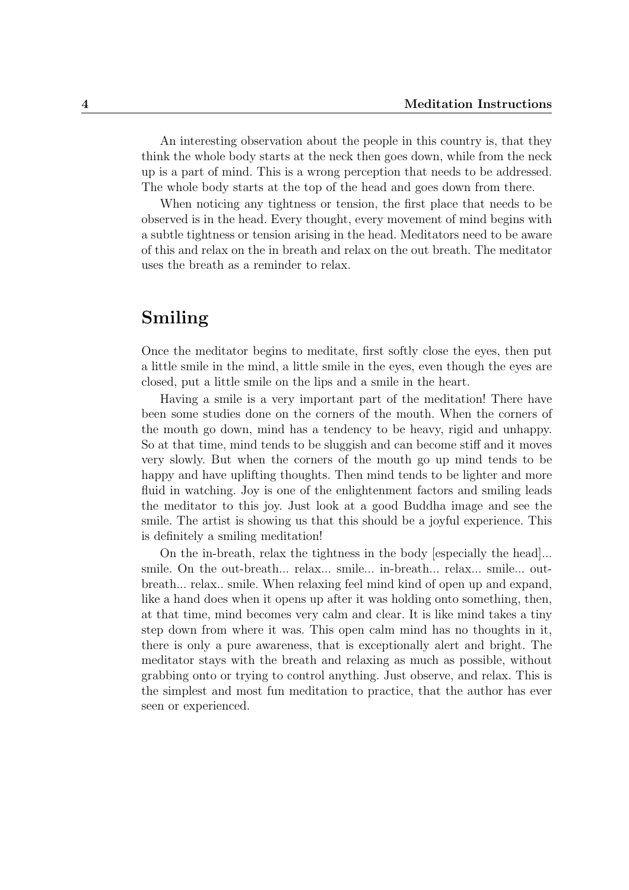An interesting observation about the people in this country is, that they think the whole body starts at the neck then goes down, while from the neck up is a part of mind. This is a wrong perception that needs to be addressed. The whole body starts at the top of the head and goes down from there.

When noticing any tightness or tension, the first place that needs to be observed is in the head. Every thought, every movement of mind begins with a subtle tightness or tension arising in the head. Meditators need to be aware of this and relax on the in breath and relax on the out breath. The meditator uses the breath as a reminder to relax.

## Smiling

Once the meditator begins to meditate, first softly close the eyes, then put a little smile in the mind, a little smile in the eyes, even though the eyes are closed, put a little smile on the lips and a smile in the heart.

Having a smile is a very important part of the meditation! There have been some studies done on the corners of the mouth. When the corners of the mouth go down, mind has a tendency to be heavy, rigid and unhappy. So at that time, mind tends to be sluggish and can become stiff and it moves very slowly. But when the corners of the mouth go up mind tends to be happy and have uplifting thoughts. Then mind tends to be lighter and more fluid in watching. Joy is one of the enlightenment factors and smiling leads the meditator to this joy. Just look at a good Buddha image and see the smile. The artist is showing us that this should be a joyful experience. This is definitely a smiling meditation!

On the in-breath, relax the tightness in the body [especially the head]... smile. On the out-breath... relax... smile... in-breath... relax... smile... out-breath... relax.. smile. When relaxing feel mind kind of open up and expand, like a hand does when it opens up after it was holding onto something, then, at that time, mind becomes very calm and clear. It is like mind takes a tiny step down from where it was. This open calm mind has no thoughts in it, there is only a pure awareness, that is exceptionally alert and bright. The meditator stays with the breath and relaxing as much as possible, without grabbing onto or trying to control anything. Just observe, and relax. This is the simplest and most fun meditation to practice, that the author has ever seen or experienced.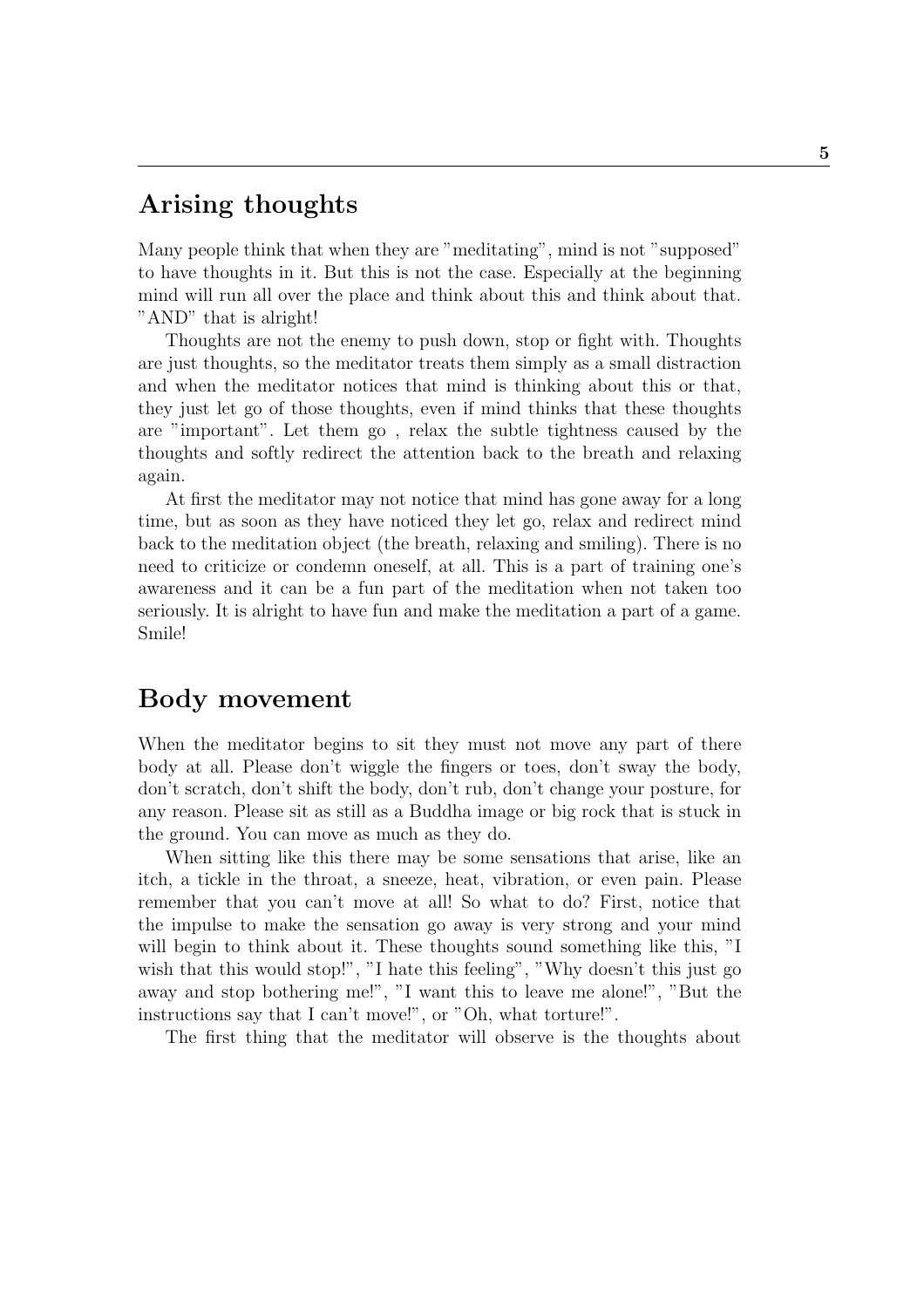## Arising thoughts

Many people think that when they are "meditating", mind is not "supposed" to have thoughts in it. But this is not the case. Especially at the beginning mind will run all over the place and think about this and think about that. "AND" that is alright!

Thoughts are not the enemy to push down, stop or fight with. Thoughts are just thoughts, so the meditator treats them simply as a small distraction and when the meditator notices that mind is thinking about this or that, they just let go of those thoughts, even if mind thinks that these thoughts are "important". Let them go , relax the subtle tightness caused by the thoughts and softly redirect the attention back to the breath and relaxing again.

At first the meditator may not notice that mind has gone away for a long time, but as soon as they have noticed they let go, relax and redirect mind back to the meditation object (the breath, relaxing and smiling). There is no need to criticize or condemn oneself, at all. This is a part of training one's awareness and it can be a fun part of the meditation when not taken too seriously. It is alright to have fun and make the meditation a part of a game. Smile!

## Body movement

When the meditator begins to sit they must not move any part of there body at all. Please don't wiggle the fingers or toes, don't sway the body, don't scratch, don't shift the body, don't rub, don't change your posture, for any reason. Please sit as still as a Buddha image or big rock that is stuck in the ground. You can move as much as they do.

When sitting like this there may be some sensations that arise, like an itch, a tickle in the throat, a sneeze, heat, vibration, or even pain. Please remember that you can't move at all! So what to do? First, notice that the impulse to make the sensation go away is very strong and your mind will begin to think about it. These thoughts sound something like this, "I wish that this would stop!", "I hate this feeling", "Why doesn't this just go away and stop bothering me!", "I want this to leave me alone!", "But the instructions say that I can't move!", or "Oh, what torture!".

The first thing that the meditator will observe is the thoughts about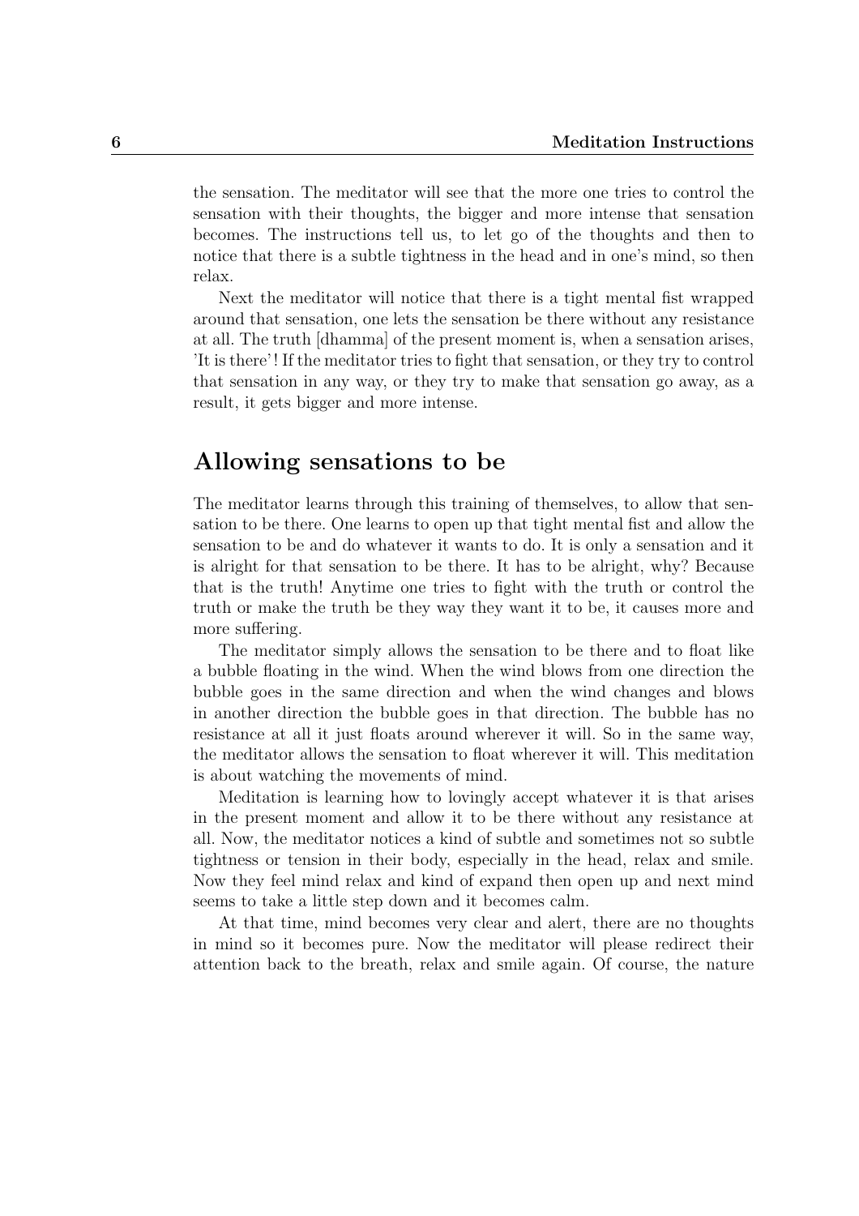the sensation. The meditator will see that the more one tries to control the sensation with their thoughts, the bigger and more intense that sensation becomes. The instructions tell us, to let go of the thoughts and then to notice that there is a subtle tightness in the head and in one's mind, so then relax.

Next the meditator will notice that there is a tight mental fist wrapped around that sensation, one lets the sensation be there without any resistance at all. The truth [dhamma] of the present moment is, when a sensation arises, 'It is there'! If the meditator tries to fight that sensation, or they try to control that sensation in any way, or they try to make that sensation go away, as a result, it gets bigger and more intense.

## Allowing sensations to be

The meditator learns through this training of themselves, to allow that sensation to be there. One learns to open up that tight mental fist and allow the sensation to be and do whatever it wants to do. It is only a sensation and it is alright for that sensation to be there. It has to be alright, why? Because that is the truth! Anytime one tries to fight with the truth or control the truth or make the truth be they way they want it to be, it causes more and more suffering.

The meditator simply allows the sensation to be there and to float like a bubble floating in the wind. When the wind blows from one direction the bubble goes in the same direction and when the wind changes and blows in another direction the bubble goes in that direction. The bubble has no resistance at all it just floats around wherever it will. So in the same way, the meditator allows the sensation to float wherever it will. This meditation is about watching the movements of mind.

Meditation is learning how to lovingly accept whatever it is that arises in the present moment and allow it to be there without any resistance at all. Now, the meditator notices a kind of subtle and sometimes not so subtle tightness or tension in their body, especially in the head, relax and smile. Now they feel mind relax and kind of expand then open up and next mind seems to take a little step down and it becomes calm.

At that time, mind becomes very clear and alert, there are no thoughts in mind so it becomes pure. Now the meditator will please redirect their attention back to the breath, relax and smile again. Of course, the nature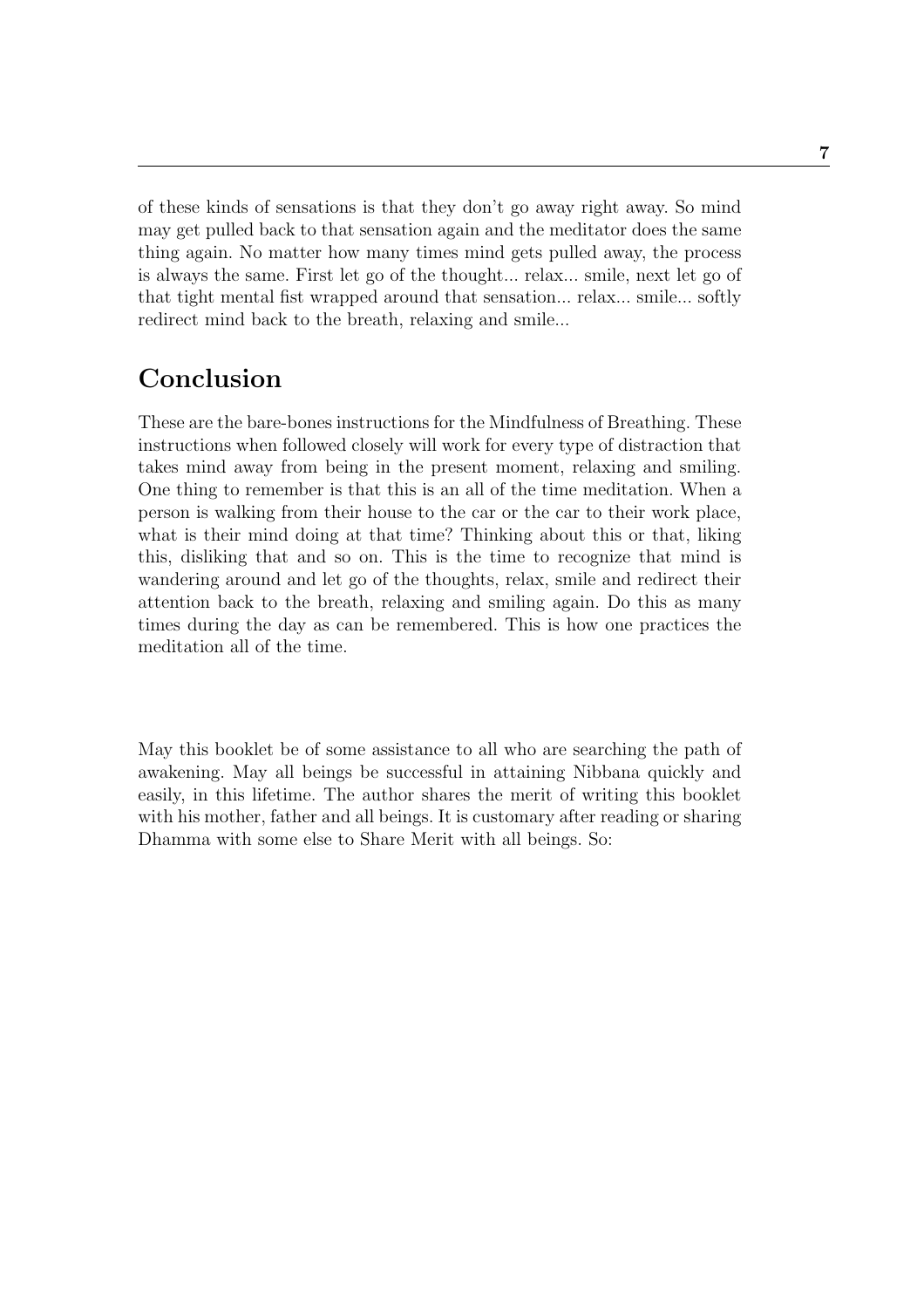of these kinds of sensations is that they don't go away right away. So mind may get pulled back to that sensation again and the meditator does the same thing again. No matter how many times mind gets pulled away, the process is always the same. First let go of the thought... relax... smile, next let go of that tight mental fist wrapped around that sensation... relax... smile... softly redirect mind back to the breath, relaxing and smile...

## Conclusion

These are the bare-bones instructions for the Mindfulness of Breathing. These instructions when followed closely will work for every type of distraction that takes mind away from being in the present moment, relaxing and smiling. One thing to remember is that this is an all of the time meditation. When a person is walking from their house to the car or the car to their work place, what is their mind doing at that time? Thinking about this or that, liking this, disliking that and so on. This is the time to recognize that mind is wandering around and let go of the thoughts, relax, smile and redirect their attention back to the breath, relaxing and smiling again. Do this as many times during the day as can be remembered. This is how one practices the meditation all of the time.

May this booklet be of some assistance to all who are searching the path of awakening. May all beings be successful in attaining Nibbana quickly and easily, in this lifetime. The author shares the merit of writing this booklet with his mother, father and all beings. It is customary after reading or sharing Dhamma with some else to Share Merit with all beings. So: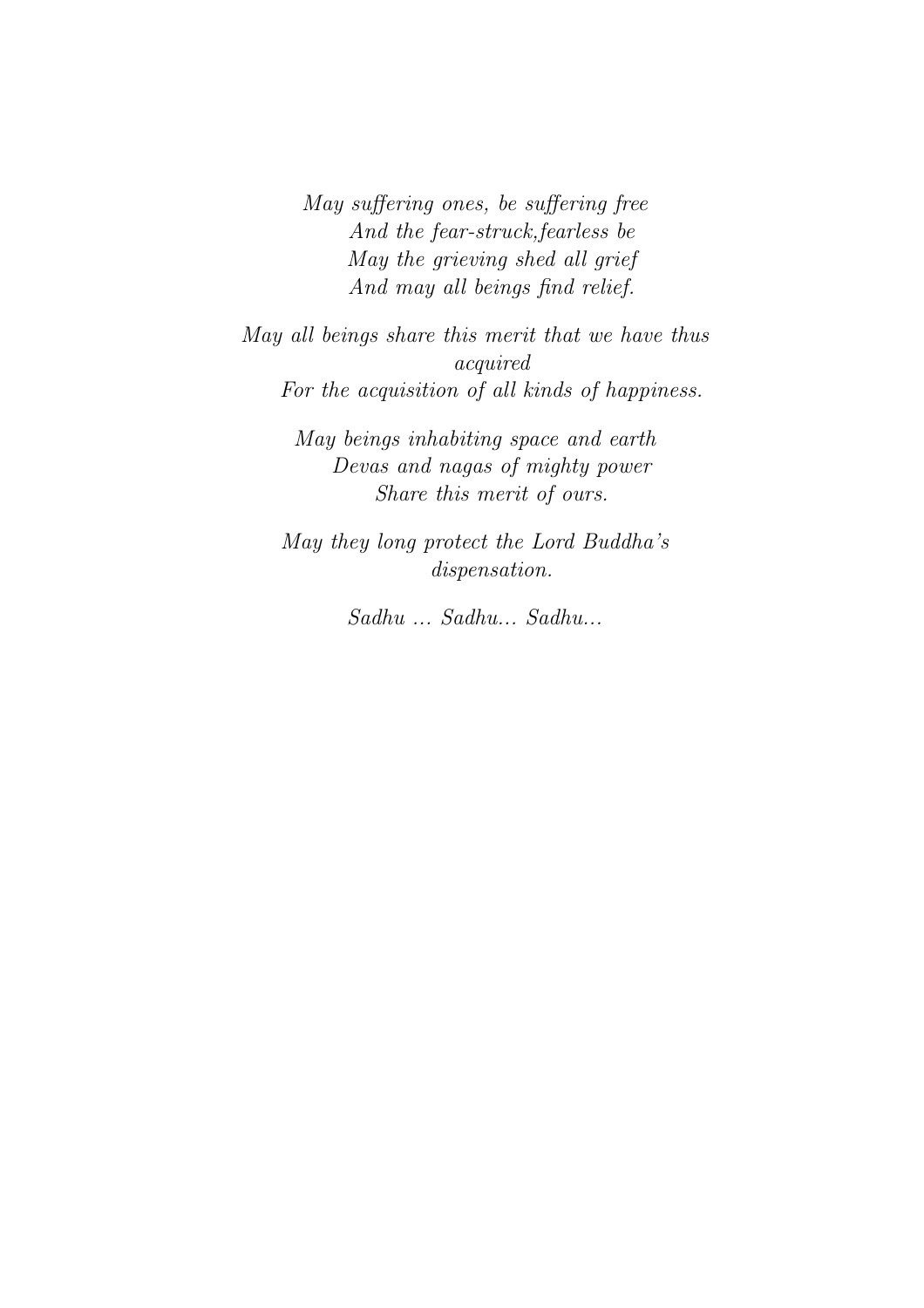*May suffering ones, be suffering free*
*And the fear-struck,fearless be*
*May the grieving shed all grief*
*And may all beings find relief.*

*May all beings share this merit that we have thus acquired*
*For the acquisition of all kinds of happiness.*

*May beings inhabiting space and earth*
*Devas and nagas of mighty power*
*Share this merit of ours.*

*May they long protect the Lord Buddha's dispensation.*

*Sadhu ... Sadhu... Sadhu...*